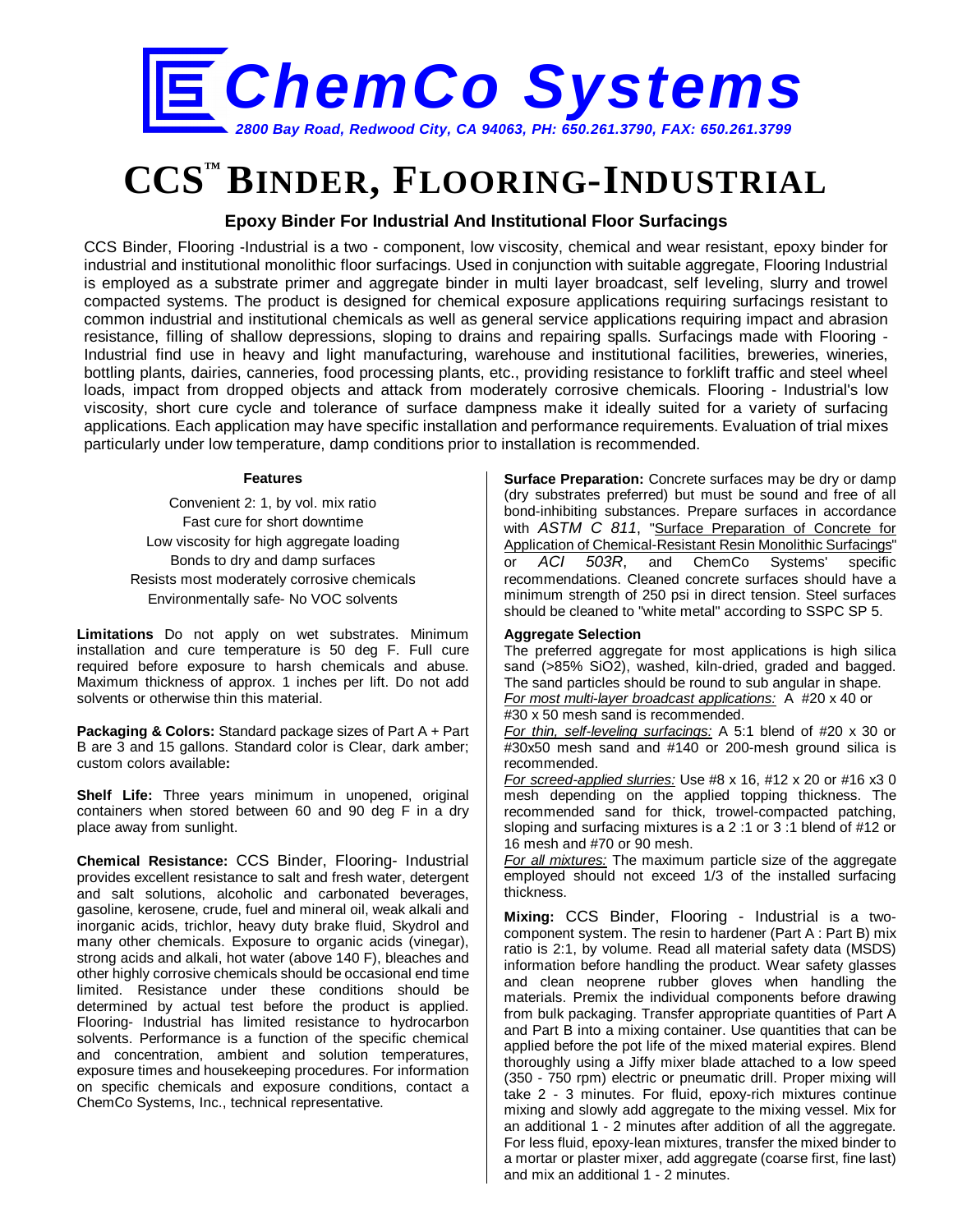# ChemCo Systems

*2800 Bay Road, Redwood City, CA 94063, PH: 650.261.3790, FAX: 650.261.3799*

# CCS™ BINDER, FLOORING-INDUSTRIAL

### Epoxy Binder For Industrial And Institutional Floor Surfacings

CCS Binder, Flooring -Industrial is a two - component, low viscosity, chemical and wear resistant, epoxy binder for industrial and institutional monolithic floor surfacings. Used in conjunction with suitable aggregate, Flooring Industrial is employed as a substrate primer and aggregate binder in multi layer broadcast, self leveling, slurry and trowel compacted systems. The product is designed for chemical exposure applications requiring surfacings resistant to common industrial and institutional chemicals as well as general service applications requiring impact and abrasion resistance, filling of shallow depressions, sloping to drains and repairing spalls. Surfacings made with Flooring - Industrial find use in heavy and light manufacturing, warehouse and institutional facilities, breweries, wineries, bottling plants, dairies, canneries, food processing plants, etc., providing resistance to forklift traffic and steel wheel loads, impact from dropped objects and attack from moderately corrosive chemicals. Flooring - Industrial's low viscosity, short cure cycle and tolerance of surface dampness make it ideally suited for a variety of surfacing applications. Each application may have specific installation and performance requirements. Evaluation of trial mixes particularly under low temperature, damp conditions prior to installation is recommended.

**Features**

Convenient 2: 1, by vol. mix ratio
Fast cure for short downtime
Low viscosity for high aggregate loading
Bonds to dry and damp surfaces
Resists most moderately corrosive chemicals
Environmentally safe- No VOC solvents

**Limitations** Do not apply on wet substrates. Minimum installation and cure temperature is 50 deg F. Full cure required before exposure to harsh chemicals and abuse. Maximum thickness of approx. 1 inches per lift. Do not add solvents or otherwise thin this material.

**Packaging & Colors:** Standard package sizes of Part A + Part B are 3 and 15 gallons. Standard color is Clear, dark amber; custom colors available**:**

**Shelf Life:** Three years minimum in unopened, original containers when stored between 60 and 90 deg F in a dry place away from sunlight.

**Chemical Resistance:** CCS Binder, Flooring- Industrial provides excellent resistance to salt and fresh water, detergent and salt solutions, alcoholic and carbonated beverages, gasoline, kerosene, crude, fuel and mineral oil, weak alkali and inorganic acids, trichlor, heavy duty brake fluid, Skydrol and many other chemicals. Exposure to organic acids (vinegar), strong acids and alkali, hot water (above 140 F), bleaches and other highly corrosive chemicals should be occasional end time limited. Resistance under these conditions should be determined by actual test before the product is applied. Flooring- Industrial has limited resistance to hydrocarbon solvents. Performance is a function of the specific chemical and concentration, ambient and solution temperatures, exposure times and housekeeping procedures. For information on specific chemicals and exposure conditions, contact a ChemCo Systems, Inc., technical representative.

**Surface Preparation:** Concrete surfaces may be dry or damp (dry substrates preferred) but must be sound and free of all bond-inhibiting substances. Prepare surfaces in accordance with *ASTM C 811*, "Surface Preparation of Concrete for Application of Chemical-Resistant Resin Monolithic Surfacings" or *ACI 503R*, and ChemCo Systems' specific recommendations. Cleaned concrete surfaces should have a minimum strength of 250 psi in direct tension. Steel surfaces should be cleaned to "white metal" according to SSPC SP 5.

**Aggregate Selection**

The preferred aggregate for most applications is high silica sand (>85% $SiO_2$), washed, kiln-dried, graded and bagged. The sand particles should be round to sub angular in shape.

*For most multi-layer broadcast applications:* A #20 x 40 or #30 x 50 mesh sand is recommended.

*For thin, self-leveling surfacings:* A 5:1 blend of #20 x 30 or #30x50 mesh sand and #140 or 200-mesh ground silica is recommended.

*For screed-applied slurries:* Use #8 x 16, #12 x 20 or #16 x3 0 mesh depending on the applied topping thickness. The recommended sand for thick, trowel-compacted patching, sloping and surfacing mixtures is a 2 :1 or 3 :1 blend of #12 or 16 mesh and #70 or 90 mesh.

*For all mixtures:* The maximum particle size of the aggregate employed should not exceed 1/3 of the installed surfacing thickness.

**Mixing:** CCS Binder, Flooring - Industrial is a two-component system. The resin to hardener (Part A : Part B) mix ratio is 2:1, by volume. Read all material safety data (MSDS) information before handling the product. Wear safety glasses and clean neoprene rubber gloves when handling the materials. Premix the individual components before drawing from bulk packaging. Transfer appropriate quantities of Part A and Part B into a mixing container. Use quantities that can be applied before the pot life of the mixed material expires. Blend thoroughly using a Jiffy mixer blade attached to a low speed (350 - 750 rpm) electric or pneumatic drill. Proper mixing will take 2 - 3 minutes. For fluid, epoxy-rich mixtures continue mixing and slowly add aggregate to the mixing vessel. Mix for an additional 1 - 2 minutes after addition of all the aggregate. For less fluid, epoxy-lean mixtures, transfer the mixed binder to a mortar or plaster mixer, add aggregate (coarse first, fine last) and mix an additional 1 - 2 minutes.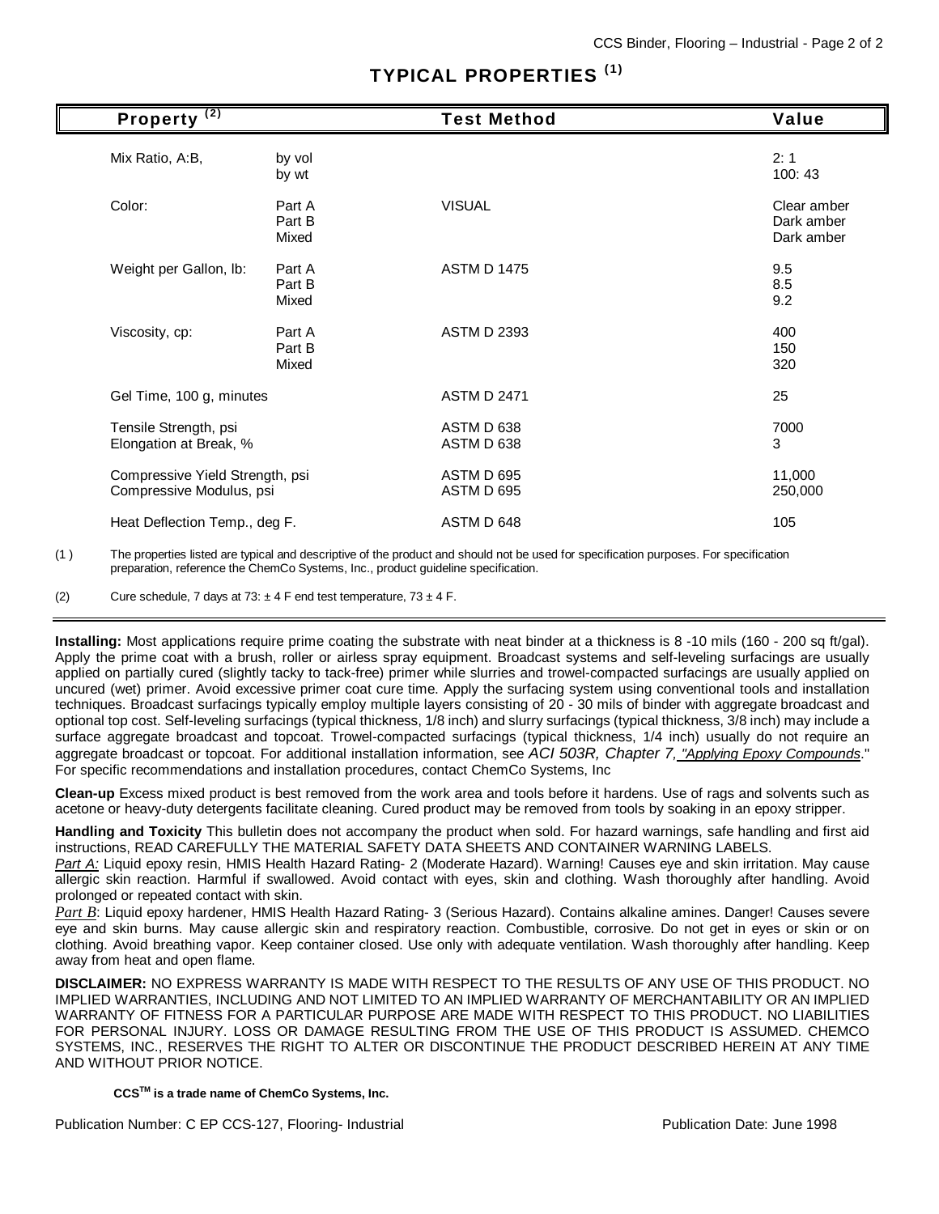# TYPICAL PROPERTIES [(1)]

| Property [(2)] | | Test Method | Value |
|---|---|---|---|
| Mix Ratio, A:B, | by vol<br>by wt | | 2: 1<br>100: 43 |
| Color: | Part A<br>Part B<br>Mixed | VISUAL | Clear amber<br>Dark amber<br>Dark amber |
| Weight per Gallon, lb: | Part A<br>Part B<br>Mixed | ASTM D 1475 | 9.5<br>8.5<br>9.2 |
| Viscosity, cp: | Part A<br>Part B<br>Mixed | ASTM D 2393 | 400<br>150<br>320 |
| Gel Time, 100 g, minutes | | ASTM D 2471 | 25 |
| Tensile Strength, psi<br>Elongation at Break, % | | ASTM D 638<br>ASTM D 638 | 7000<br>3 |
| Compressive Yield Strength, psi<br>Compressive Modulus, psi | | ASTM D 695<br>ASTM D 695 | 11,000<br>250,000 |
| Heat Deflection Temp., deg F. | | ASTM D 648 | 105 |

(1) The properties listed are typical and descriptive of the product and should not be used for specification purposes. For specification preparation, reference the ChemCo Systems, Inc., product guideline specification.

(2) Cure schedule, 7 days at 73: ± 4 F end test temperature, 73 ± 4 F.

**Installing:** Most applications require prime coating the substrate with neat binder at a thickness is 8 -10 mils (160 - 200 sq ft/gal). Apply the prime coat with a brush, roller or airless spray equipment. Broadcast systems and self-leveling surfacings are usually applied on partially cured (slightly tacky to tack-free) primer while slurries and trowel-compacted surfacings are usually applied on uncured (wet) primer. Avoid excessive primer coat cure time. Apply the surfacing system using conventional tools and installation techniques. Broadcast surfacings typically employ multiple layers consisting of 20 - 30 mils of binder with aggregate broadcast and optional top cost. Self-leveling surfacings (typical thickness, 1/8 inch) and slurry surfacings (typical thickness, 3/8 inch) may include a surface aggregate broadcast and topcoat. Trowel-compacted surfacings (typical thickness, 1/4 inch) usually do not require an aggregate broadcast or topcoat. For additional installation information, see *ACI 503R, Chapter 7, "Applying Epoxy Compounds*." For specific recommendations and installation procedures, contact ChemCo Systems, Inc

**Clean-up** Excess mixed product is best removed from the work area and tools before it hardens. Use of rags and solvents such as acetone or heavy-duty detergents facilitate cleaning. Cured product may be removed from tools by soaking in an epoxy stripper.

**Handling and Toxicity** This bulletin does not accompany the product when sold. For hazard warnings, safe handling and first aid instructions, READ CAREFULLY THE MATERIAL SAFETY DATA SHEETS AND CONTAINER WARNING LABELS.

*Part A:* Liquid epoxy resin, HMIS Health Hazard Rating- 2 (Moderate Hazard). Warning! Causes eye and skin irritation. May cause allergic skin reaction. Harmful if swallowed. Avoid contact with eyes, skin and clothing. Wash thoroughly after handling. Avoid prolonged or repeated contact with skin.

*Part B*: Liquid epoxy hardener, HMIS Health Hazard Rating- 3 (Serious Hazard). Contains alkaline amines. Danger! Causes severe eye and skin burns. May cause allergic skin and respiratory reaction. Combustible, corrosive. Do not get in eyes or skin or on clothing. Avoid breathing vapor. Keep container closed. Use only with adequate ventilation. Wash thoroughly after handling. Keep away from heat and open flame.

**DISCLAIMER:** NO EXPRESS WARRANTY IS MADE WITH RESPECT TO THE RESULTS OF ANY USE OF THIS PRODUCT. NO IMPLIED WARRANTIES, INCLUDING AND NOT LIMITED TO AN IMPLIED WARRANTY OF MERCHANTABILITY OR AN IMPLIED WARRANTY OF FITNESS FOR A PARTICULAR PURPOSE ARE MADE WITH RESPECT TO THIS PRODUCT. NO LIABILITIES FOR PERSONAL INJURY. LOSS OR DAMAGE RESULTING FROM THE USE OF THIS PRODUCT IS ASSUMED. CHEMCO SYSTEMS, INC., RESERVES THE RIGHT TO ALTER OR DISCONTINUE THE PRODUCT DESCRIBED HEREIN AT ANY TIME AND WITHOUT PRIOR NOTICE.

**CCS[TM] is a trade name of ChemCo Systems, Inc.**

Publication Number: C EP CCS-127, Flooring- Industrial  Publication Date: June 1998